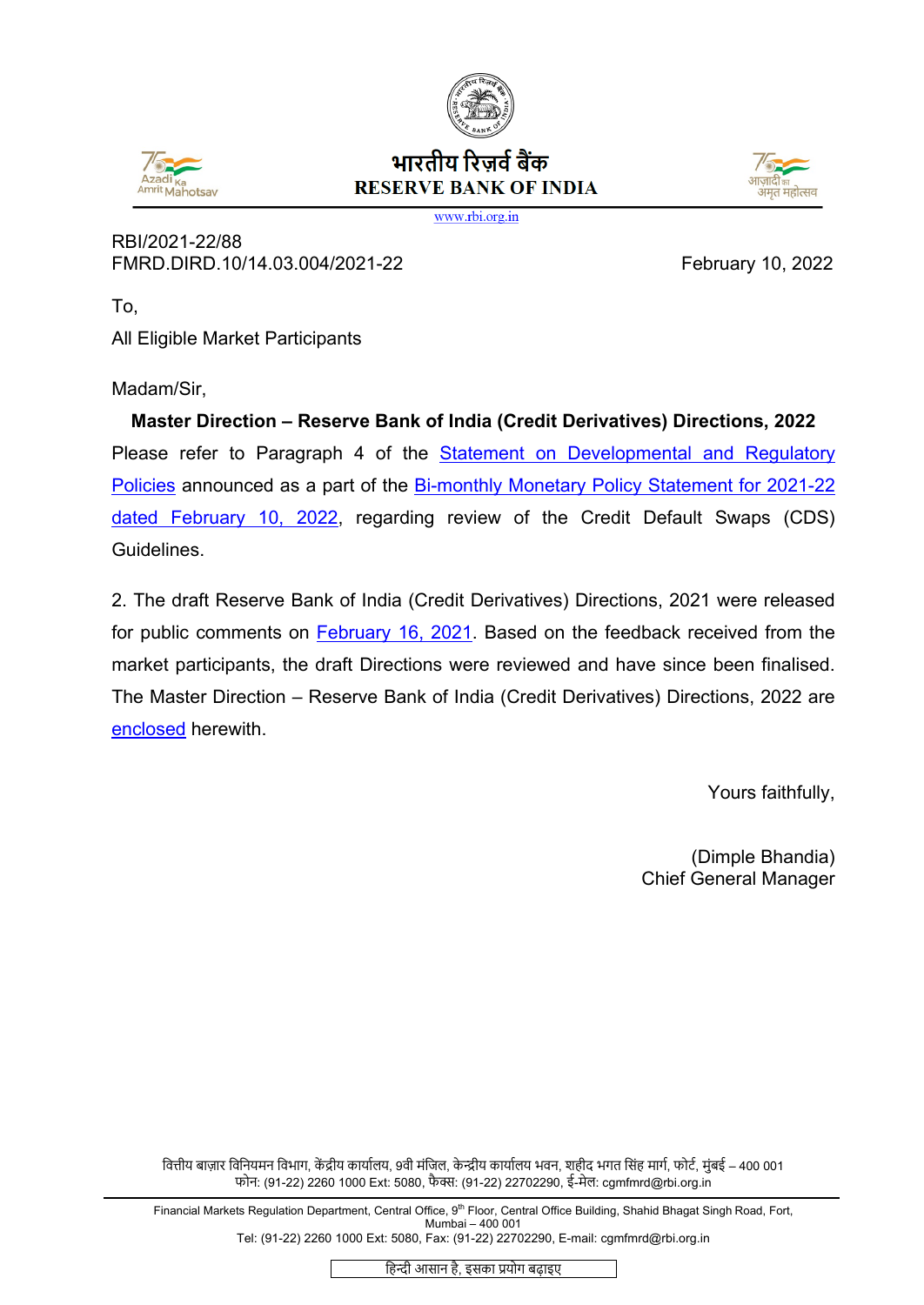भारतीय रिज़र्व बैंक
RESERVE BANK OF INDIA

www.rbi.org.in

RBI/2021-22/88
FMRD.DIRD.10/14.03.004/2021-22

February 10, 2022

To,

All Eligible Market Participants

Madam/Sir,

**Master Direction – Reserve Bank of India (Credit Derivatives) Directions, 2022**

Please refer to Paragraph 4 of the Statement on Developmental and Regulatory Policies announced as a part of the Bi-monthly Monetary Policy Statement for 2021-22 dated February 10, 2022, regarding review of the Credit Default Swaps (CDS) Guidelines.

2. The draft Reserve Bank of India (Credit Derivatives) Directions, 2021 were released for public comments on February 16, 2021. Based on the feedback received from the market participants, the draft Directions were reviewed and have since been finalised. The Master Direction – Reserve Bank of India (Credit Derivatives) Directions, 2022 are enclosed herewith.

Yours faithfully,

(Dimple Bhandia)
Chief General Manager

वित्तीय बाज़ार विनियमन विभाग, केंद्रीय कार्यालय, 9वी मंजिल, केन्द्रीय कार्यालय भवन, शहीद भगत सिंह मार्ग, फोर्ट, मुंबई – 400 001
फोन: (91-22) 2260 1000 Ext: 5080, फैक्स: (91-22) 22702290, ई-मेल: cgmfmrd@rbi.org.in

Financial Markets Regulation Department, Central Office, 9th Floor, Central Office Building, Shahid Bhagat Singh Road, Fort, Mumbai – 400 001
Tel: (91-22) 2260 1000 Ext: 5080, Fax: (91-22) 22702290, E-mail: cgmfmrd@rbi.org.in

हिन्दी आसान है, इसका प्रयोग बढ़ाइए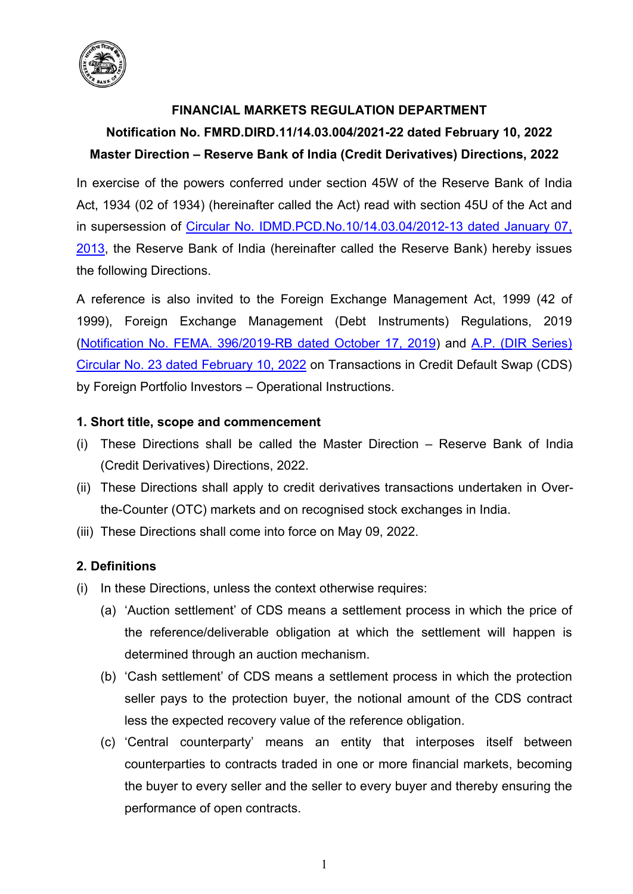**FINANCIAL MARKETS REGULATION DEPARTMENT**

**Notification No. FMRD.DIRD.11/14.03.004/2021-22 dated February 10, 2022**

**Master Direction – Reserve Bank of India (Credit Derivatives) Directions, 2022**

In exercise of the powers conferred under section 45W of the Reserve Bank of India Act, 1934 (02 of 1934) (hereinafter called the Act) read with section 45U of the Act and in supersession of Circular No. IDMD.PCD.No.10/14.03.04/2012-13 dated January 07, 2013, the Reserve Bank of India (hereinafter called the Reserve Bank) hereby issues the following Directions.

A reference is also invited to the Foreign Exchange Management Act, 1999 (42 of 1999), Foreign Exchange Management (Debt Instruments) Regulations, 2019 (Notification No. FEMA. 396/2019-RB dated October 17, 2019) and A.P. (DIR Series) Circular No. 23 dated February 10, 2022 on Transactions in Credit Default Swap (CDS) by Foreign Portfolio Investors – Operational Instructions.

**1. Short title, scope and commencement**

(i) These Directions shall be called the Master Direction – Reserve Bank of India (Credit Derivatives) Directions, 2022.

(ii) These Directions shall apply to credit derivatives transactions undertaken in Over-the-Counter (OTC) markets and on recognised stock exchanges in India.

(iii) These Directions shall come into force on May 09, 2022.

**2. Definitions**

(i) In these Directions, unless the context otherwise requires:

(a) 'Auction settlement' of CDS means a settlement process in which the price of the reference/deliverable obligation at which the settlement will happen is determined through an auction mechanism.

(b) 'Cash settlement' of CDS means a settlement process in which the protection seller pays to the protection buyer, the notional amount of the CDS contract less the expected recovery value of the reference obligation.

(c) 'Central counterparty' means an entity that interposes itself between counterparties to contracts traded in one or more financial markets, becoming the buyer to every seller and the seller to every buyer and thereby ensuring the performance of open contracts.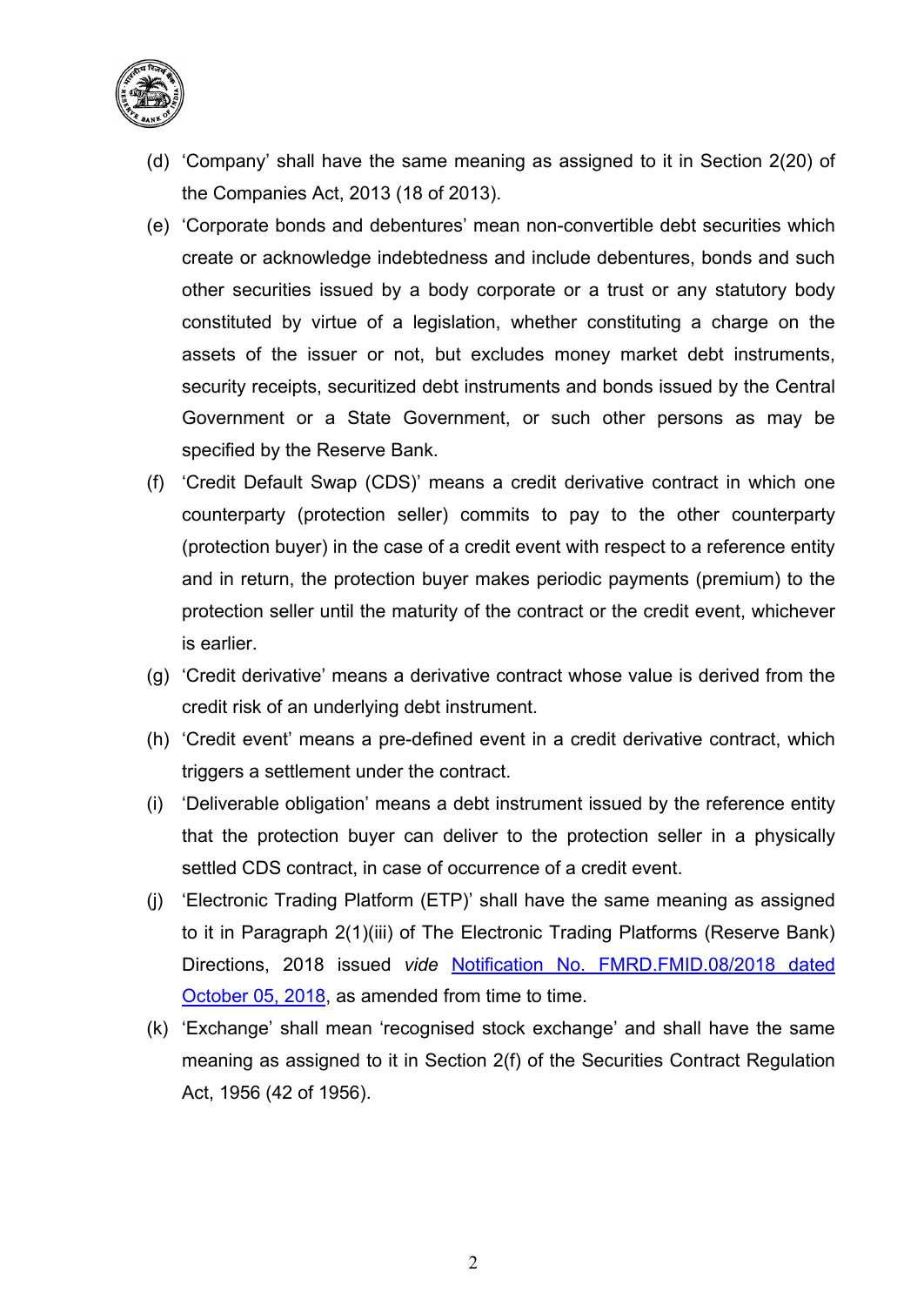(d) 'Company' shall have the same meaning as assigned to it in Section 2(20) of the Companies Act, 2013 (18 of 2013).

(e) 'Corporate bonds and debentures' mean non-convertible debt securities which create or acknowledge indebtedness and include debentures, bonds and such other securities issued by a body corporate or a trust or any statutory body constituted by virtue of a legislation, whether constituting a charge on the assets of the issuer or not, but excludes money market debt instruments, security receipts, securitized debt instruments and bonds issued by the Central Government or a State Government, or such other persons as may be specified by the Reserve Bank.

(f) 'Credit Default Swap (CDS)' means a credit derivative contract in which one counterparty (protection seller) commits to pay to the other counterparty (protection buyer) in the case of a credit event with respect to a reference entity and in return, the protection buyer makes periodic payments (premium) to the protection seller until the maturity of the contract or the credit event, whichever is earlier.

(g) 'Credit derivative' means a derivative contract whose value is derived from the credit risk of an underlying debt instrument.

(h) 'Credit event' means a pre-defined event in a credit derivative contract, which triggers a settlement under the contract.

(i) 'Deliverable obligation' means a debt instrument issued by the reference entity that the protection buyer can deliver to the protection seller in a physically settled CDS contract, in case of occurrence of a credit event.

(j) 'Electronic Trading Platform (ETP)' shall have the same meaning as assigned to it in Paragraph 2(1)(iii) of The Electronic Trading Platforms (Reserve Bank) Directions, 2018 issued *vide* Notification No. FMRD.FMID.08/2018 dated October 05, 2018, as amended from time to time.

(k) 'Exchange' shall mean 'recognised stock exchange' and shall have the same meaning as assigned to it in Section 2(f) of the Securities Contract Regulation Act, 1956 (42 of 1956).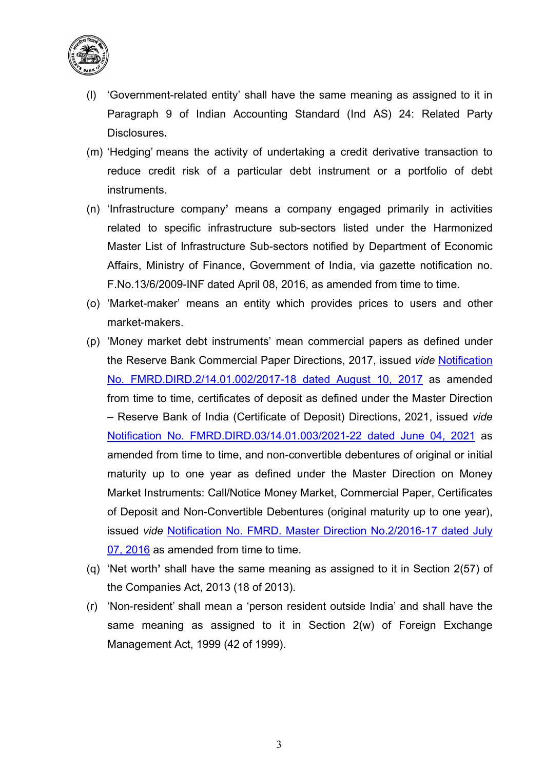(l) 'Government-related entity' shall have the same meaning as assigned to it in Paragraph 9 of Indian Accounting Standard (Ind AS) 24: Related Party Disclosures**.**

(m) 'Hedging' means the activity of undertaking a credit derivative transaction to reduce credit risk of a particular debt instrument or a portfolio of debt instruments.

(n) 'Infrastructure company**'** means a company engaged primarily in activities related to specific infrastructure sub-sectors listed under the Harmonized Master List of Infrastructure Sub-sectors notified by Department of Economic Affairs, Ministry of Finance, Government of India, via gazette notification no. F.No.13/6/2009-INF dated April 08, 2016, as amended from time to time.

(o) 'Market-maker' means an entity which provides prices to users and other market-makers.

(p) 'Money market debt instruments' mean commercial papers as defined under the Reserve Bank Commercial Paper Directions, 2017, issued *vide* Notification No. FMRD.DIRD.2/14.01.002/2017-18 dated August 10, 2017 as amended from time to time, certificates of deposit as defined under the Master Direction – Reserve Bank of India (Certificate of Deposit) Directions, 2021, issued *vide* Notification No. FMRD.DIRD.03/14.01.003/2021-22 dated June 04, 2021 as amended from time to time, and non-convertible debentures of original or initial maturity up to one year as defined under the Master Direction on Money Market Instruments: Call/Notice Money Market, Commercial Paper, Certificates of Deposit and Non-Convertible Debentures (original maturity up to one year), issued *vide* Notification No. FMRD. Master Direction No.2/2016-17 dated July 07, 2016 as amended from time to time.

(q) 'Net worth**'** shall have the same meaning as assigned to it in Section 2(57) of the Companies Act, 2013 (18 of 2013).

(r) 'Non-resident' shall mean a 'person resident outside India' and shall have the same meaning as assigned to it in Section 2(w) of Foreign Exchange Management Act, 1999 (42 of 1999).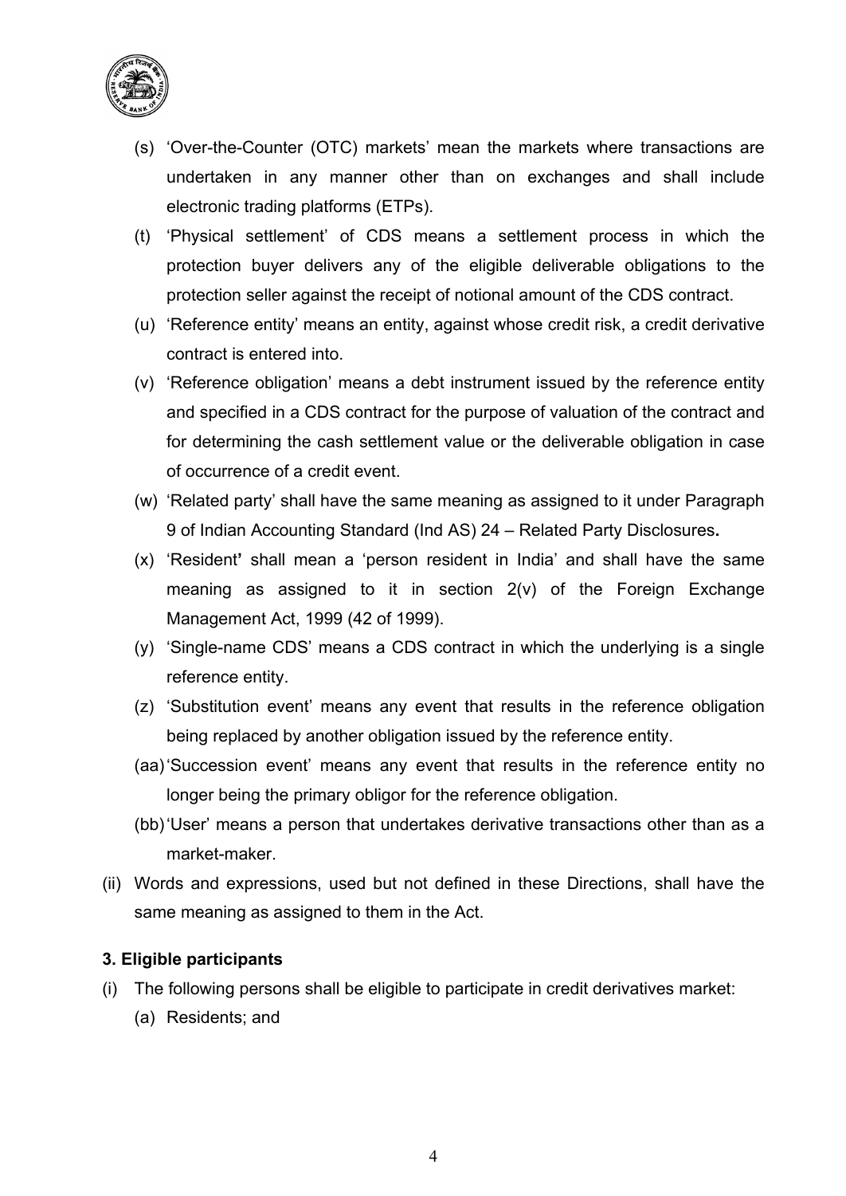(s) 'Over-the-Counter (OTC) markets' mean the markets where transactions are undertaken in any manner other than on exchanges and shall include electronic trading platforms (ETPs).

(t) 'Physical settlement' of CDS means a settlement process in which the protection buyer delivers any of the eligible deliverable obligations to the protection seller against the receipt of notional amount of the CDS contract.

(u) 'Reference entity' means an entity, against whose credit risk, a credit derivative contract is entered into.

(v) 'Reference obligation' means a debt instrument issued by the reference entity and specified in a CDS contract for the purpose of valuation of the contract and for determining the cash settlement value or the deliverable obligation in case of occurrence of a credit event.

(w) 'Related party' shall have the same meaning as assigned to it under Paragraph 9 of Indian Accounting Standard (Ind AS) 24 – Related Party Disclosures**.**

(x) 'Resident**'** shall mean a 'person resident in India' and shall have the same meaning as assigned to it in section 2(v) of the Foreign Exchange Management Act, 1999 (42 of 1999).

(y) 'Single-name CDS' means a CDS contract in which the underlying is a single reference entity.

(z) 'Substitution event' means any event that results in the reference obligation being replaced by another obligation issued by the reference entity.

(aa) 'Succession event' means any event that results in the reference entity no longer being the primary obligor for the reference obligation.

(bb) 'User' means a person that undertakes derivative transactions other than as a market-maker.

(ii) Words and expressions, used but not defined in these Directions, shall have the same meaning as assigned to them in the Act.

**3. Eligible participants**

(i) The following persons shall be eligible to participate in credit derivatives market:

(a) Residents; and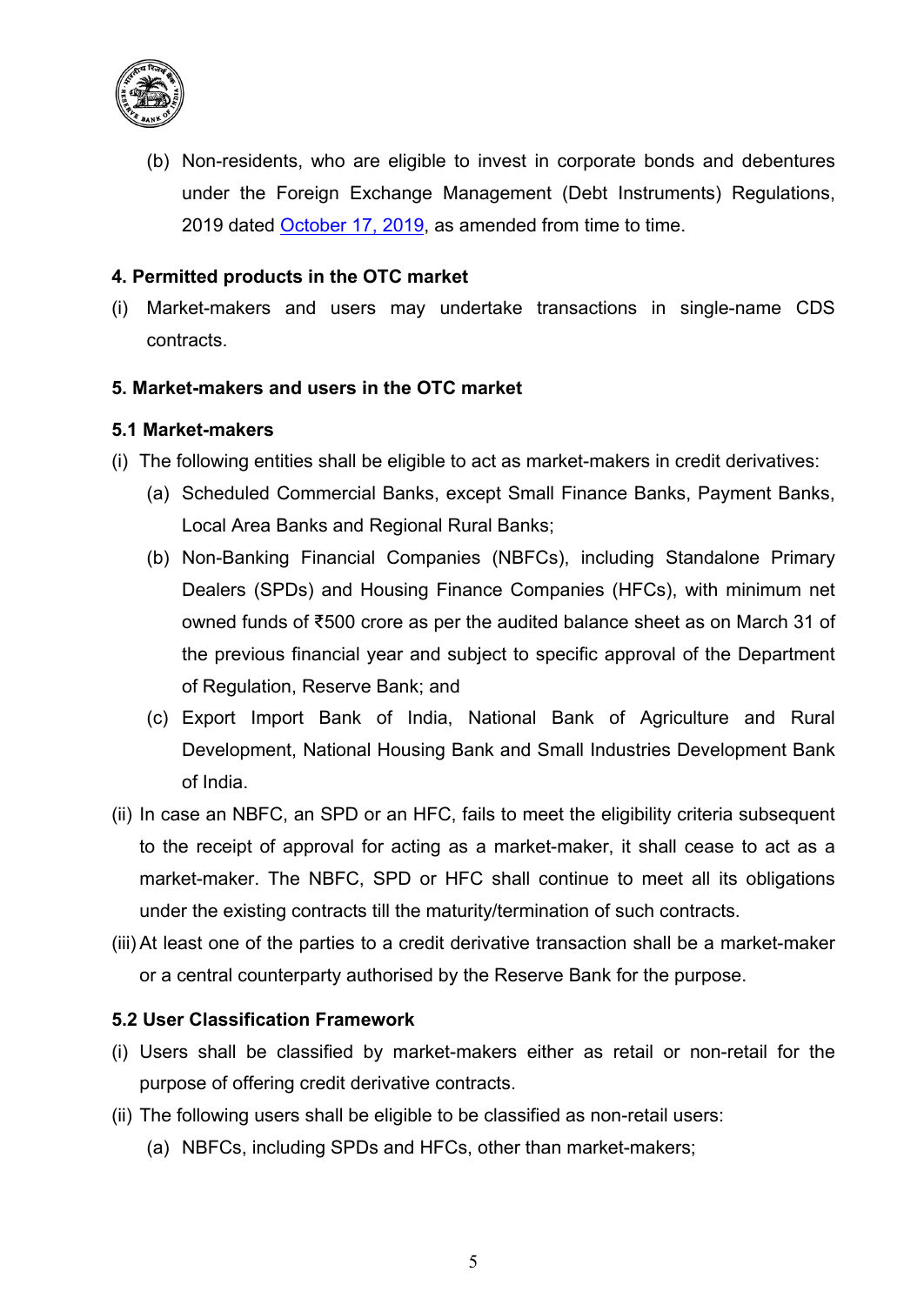(b) Non-residents, who are eligible to invest in corporate bonds and debentures under the Foreign Exchange Management (Debt Instruments) Regulations, 2019 dated [October 17, 2019](), as amended from time to time.

### 4. Permitted products in the OTC market

(i) Market-makers and users may undertake transactions in single-name CDS contracts.

### 5. Market-makers and users in the OTC market

#### 5.1 Market-makers

(i) The following entities shall be eligible to act as market-makers in credit derivatives:

   (a) Scheduled Commercial Banks, except Small Finance Banks, Payment Banks, Local Area Banks and Regional Rural Banks;

   (b) Non-Banking Financial Companies (NBFCs), including Standalone Primary Dealers (SPDs) and Housing Finance Companies (HFCs), with minimum net owned funds of ₹500 crore as per the audited balance sheet as on March 31 of the previous financial year and subject to specific approval of the Department of Regulation, Reserve Bank; and

   (c) Export Import Bank of India, National Bank of Agriculture and Rural Development, National Housing Bank and Small Industries Development Bank of India.

(ii) In case an NBFC, an SPD or an HFC, fails to meet the eligibility criteria subsequent to the receipt of approval for acting as a market-maker, it shall cease to act as a market-maker. The NBFC, SPD or HFC shall continue to meet all its obligations under the existing contracts till the maturity/termination of such contracts.

(iii) At least one of the parties to a credit derivative transaction shall be a market-maker or a central counterparty authorised by the Reserve Bank for the purpose.

#### 5.2 User Classification Framework

(i) Users shall be classified by market-makers either as retail or non-retail for the purpose of offering credit derivative contracts.

(ii) The following users shall be eligible to be classified as non-retail users:

   (a) NBFCs, including SPDs and HFCs, other than market-makers;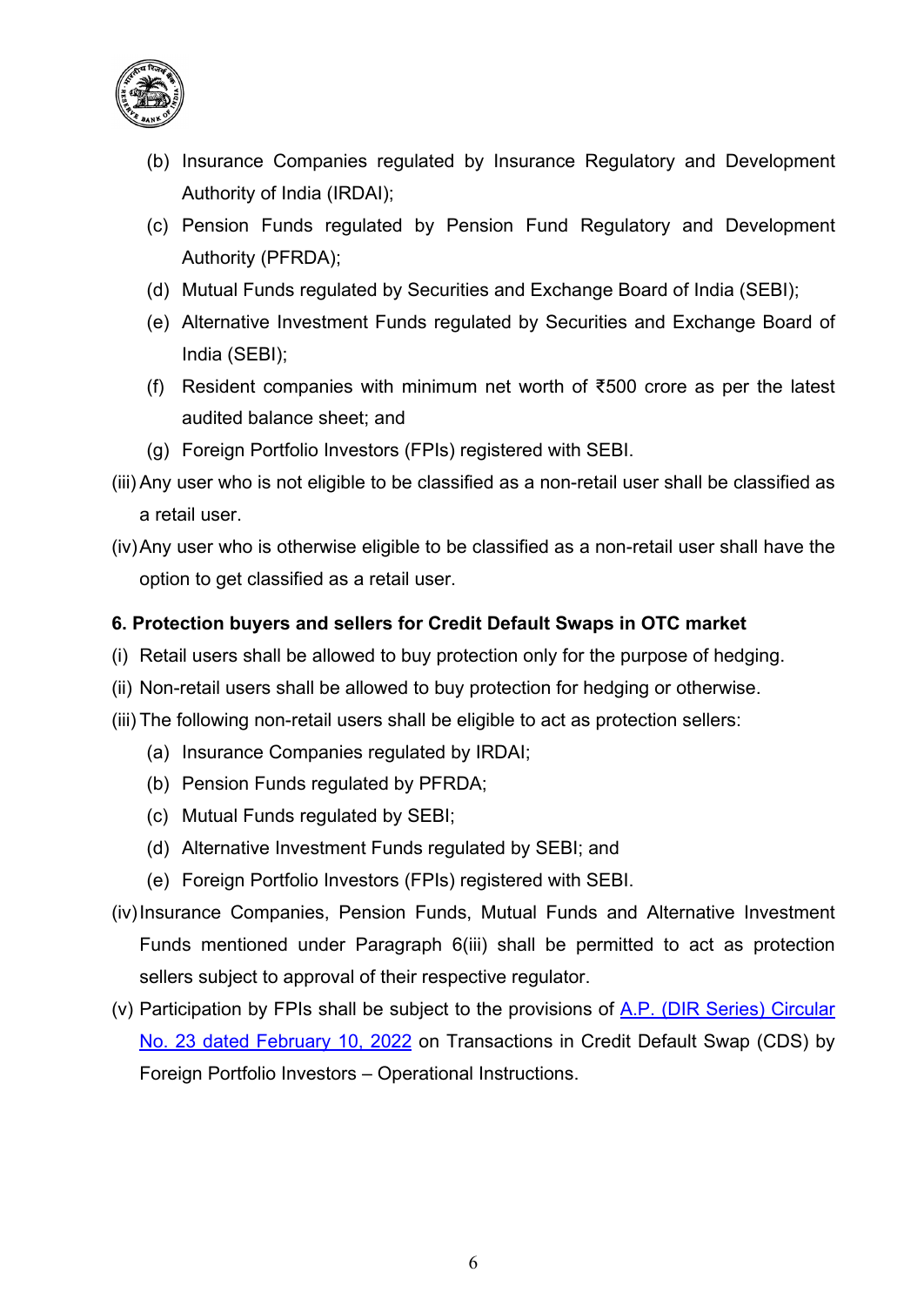(b) Insurance Companies regulated by Insurance Regulatory and Development Authority of India (IRDAI);
   (c) Pension Funds regulated by Pension Fund Regulatory and Development Authority (PFRDA);
   (d) Mutual Funds regulated by Securities and Exchange Board of India (SEBI);
   (e) Alternative Investment Funds regulated by Securities and Exchange Board of India (SEBI);
   (f) Resident companies with minimum net worth of ₹500 crore as per the latest audited balance sheet; and
   (g) Foreign Portfolio Investors (FPIs) registered with SEBI.

(iii) Any user who is not eligible to be classified as a non-retail user shall be classified as a retail user.

(iv) Any user who is otherwise eligible to be classified as a non-retail user shall have the option to get classified as a retail user.

**6. Protection buyers and sellers for Credit Default Swaps in OTC market**

(i) Retail users shall be allowed to buy protection only for the purpose of hedging.

(ii) Non-retail users shall be allowed to buy protection for hedging or otherwise.

(iii) The following non-retail users shall be eligible to act as protection sellers:
   (a) Insurance Companies regulated by IRDAI;
   (b) Pension Funds regulated by PFRDA;
   (c) Mutual Funds regulated by SEBI;
   (d) Alternative Investment Funds regulated by SEBI; and
   (e) Foreign Portfolio Investors (FPIs) registered with SEBI.

(iv) Insurance Companies, Pension Funds, Mutual Funds and Alternative Investment Funds mentioned under Paragraph 6(iii) shall be permitted to act as protection sellers subject to approval of their respective regulator.

(v) Participation by FPIs shall be subject to the provisions of A.P. (DIR Series) Circular No. 23 dated February 10, 2022 on Transactions in Credit Default Swap (CDS) by Foreign Portfolio Investors – Operational Instructions.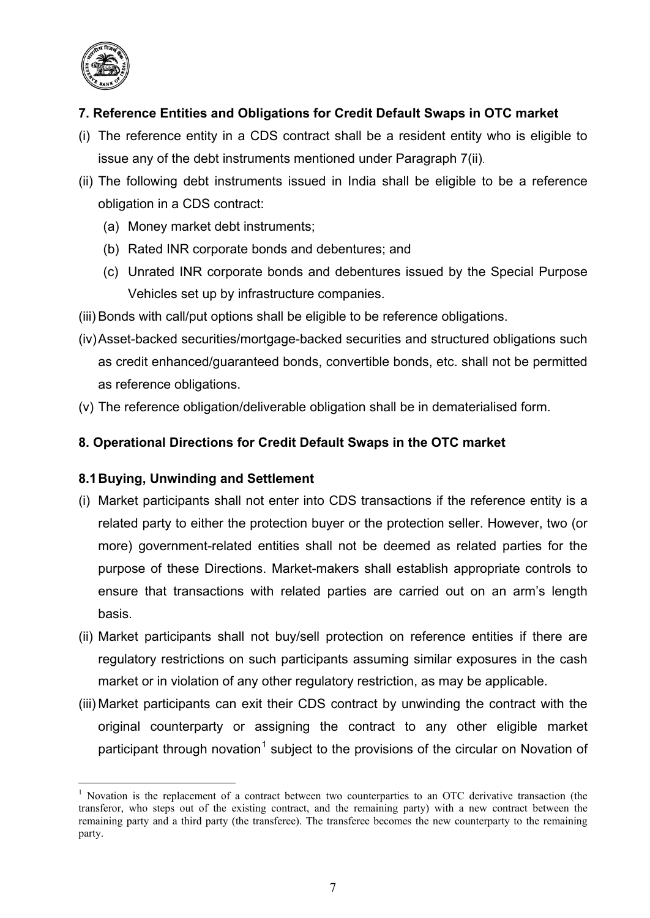### 7. Reference Entities and Obligations for Credit Default Swaps in OTC market

(i) The reference entity in a CDS contract shall be a resident entity who is eligible to issue any of the debt instruments mentioned under Paragraph 7(ii).

(ii) The following debt instruments issued in India shall be eligible to be a reference obligation in a CDS contract:

  (a) Money market debt instruments;

  (b) Rated INR corporate bonds and debentures; and

  (c) Unrated INR corporate bonds and debentures issued by the Special Purpose Vehicles set up by infrastructure companies.

(iii) Bonds with call/put options shall be eligible to be reference obligations.

(iv) Asset-backed securities/mortgage-backed securities and structured obligations such as credit enhanced/guaranteed bonds, convertible bonds, etc. shall not be permitted as reference obligations.

(v) The reference obligation/deliverable obligation shall be in dematerialised form.

### 8. Operational Directions for Credit Default Swaps in the OTC market

#### 8.1 Buying, Unwinding and Settlement

(i) Market participants shall not enter into CDS transactions if the reference entity is a related party to either the protection buyer or the protection seller. However, two (or more) government-related entities shall not be deemed as related parties for the purpose of these Directions. Market-makers shall establish appropriate controls to ensure that transactions with related parties are carried out on an arm's length basis.

(ii) Market participants shall not buy/sell protection on reference entities if there are regulatory restrictions on such participants assuming similar exposures in the cash market or in violation of any other regulatory restriction, as may be applicable.

(iii) Market participants can exit their CDS contract by unwinding the contract with the original counterparty or assigning the contract to any other eligible market participant through novation[1] subject to the provisions of the circular on Novation of

---

[1] Novation is the replacement of a contract between two counterparties to an OTC derivative transaction (the transferor, who steps out of the existing contract, and the remaining party) with a new contract between the remaining party and a third party (the transferee). The transferee becomes the new counterparty to the remaining party.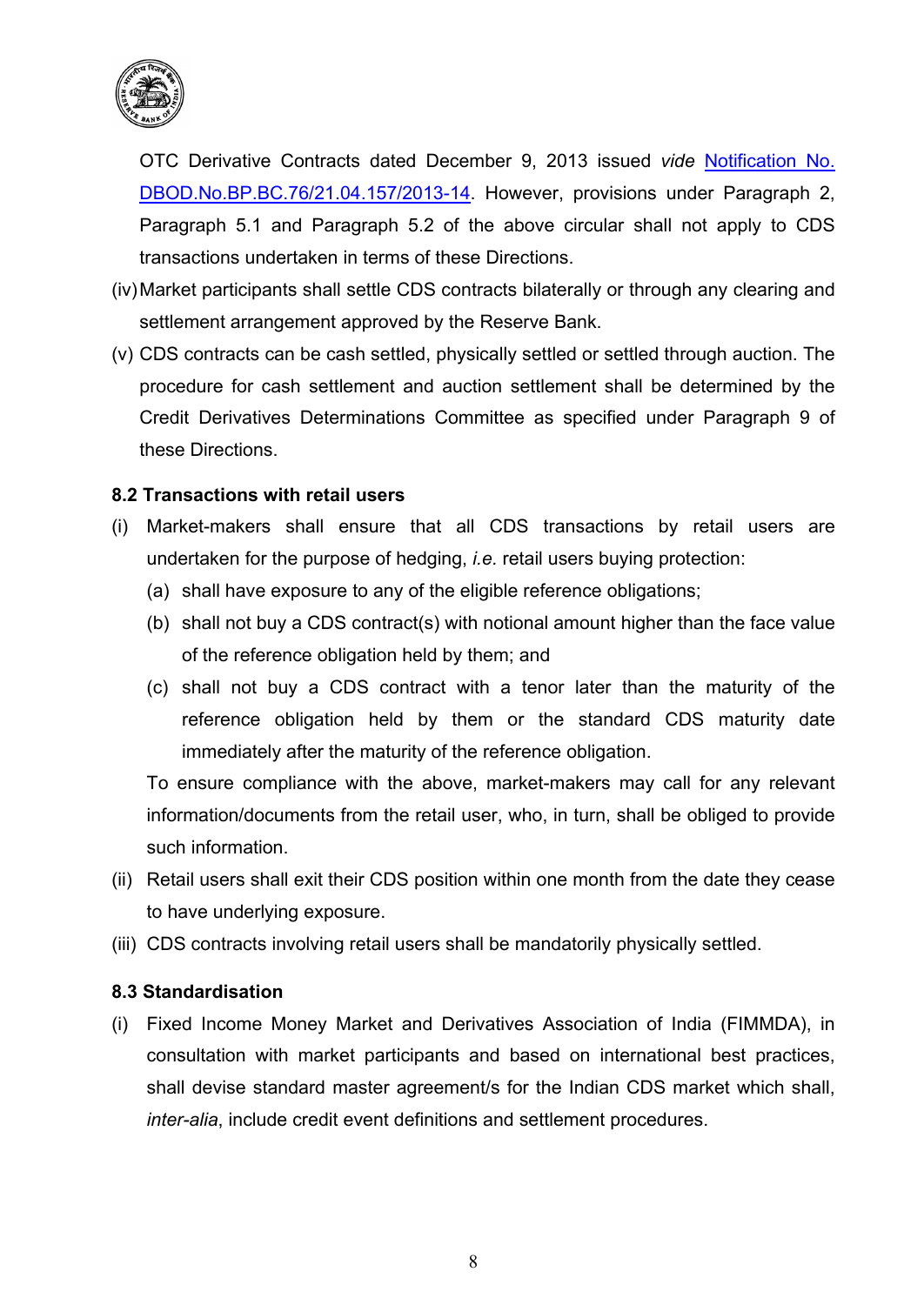OTC Derivative Contracts dated December 9, 2013 issued *vide* [Notification No. DBOD.No.BP.BC.76/21.04.157/2013-14](). However, provisions under Paragraph 2, Paragraph 5.1 and Paragraph 5.2 of the above circular shall not apply to CDS transactions undertaken in terms of these Directions.

(iv) Market participants shall settle CDS contracts bilaterally or through any clearing and settlement arrangement approved by the Reserve Bank.

(v) CDS contracts can be cash settled, physically settled or settled through auction. The procedure for cash settlement and auction settlement shall be determined by the Credit Derivatives Determinations Committee as specified under Paragraph 9 of these Directions.

**8.2 Transactions with retail users**

(i) Market-makers shall ensure that all CDS transactions by retail users are undertaken for the purpose of hedging, *i.e.* retail users buying protection:

   (a) shall have exposure to any of the eligible reference obligations;

   (b) shall not buy a CDS contract(s) with notional amount higher than the face value of the reference obligation held by them; and

   (c) shall not buy a CDS contract with a tenor later than the maturity of the reference obligation held by them or the standard CDS maturity date immediately after the maturity of the reference obligation.

   To ensure compliance with the above, market-makers may call for any relevant information/documents from the retail user, who, in turn, shall be obliged to provide such information.

(ii) Retail users shall exit their CDS position within one month from the date they cease to have underlying exposure.

(iii) CDS contracts involving retail users shall be mandatorily physically settled.

**8.3 Standardisation**

(i) Fixed Income Money Market and Derivatives Association of India (FIMMDA), in consultation with market participants and based on international best practices, shall devise standard master agreement/s for the Indian CDS market which shall, *inter-alia*, include credit event definitions and settlement procedures.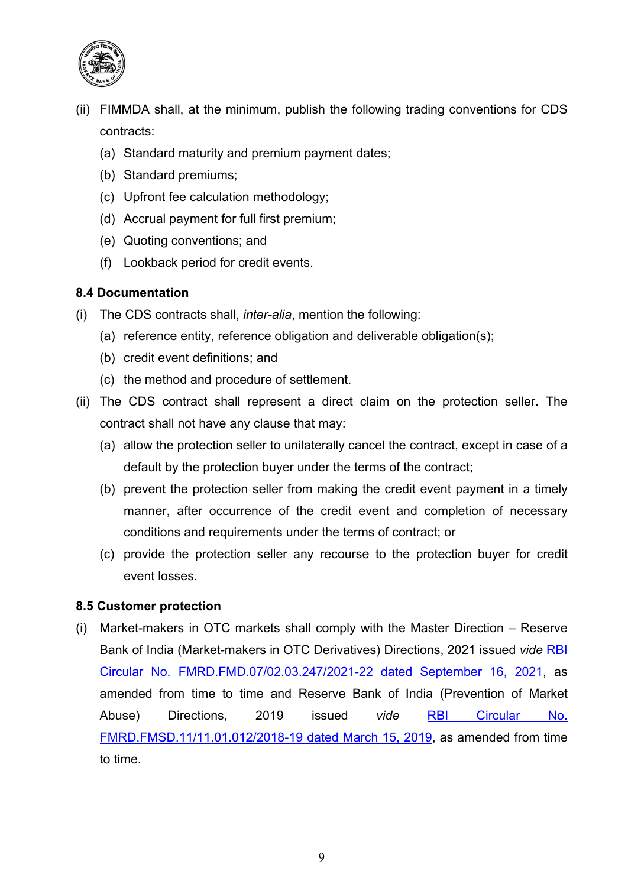(ii) FIMMDA shall, at the minimum, publish the following trading conventions for CDS contracts:

   (a) Standard maturity and premium payment dates;
   (b) Standard premiums;
   (c) Upfront fee calculation methodology;
   (d) Accrual payment for full first premium;
   (e) Quoting conventions; and
   (f) Lookback period for credit events.

**8.4 Documentation**

(i) The CDS contracts shall, *inter-alia*, mention the following:

   (a) reference entity, reference obligation and deliverable obligation(s);
   (b) credit event definitions; and
   (c) the method and procedure of settlement.

(ii) The CDS contract shall represent a direct claim on the protection seller. The contract shall not have any clause that may:

   (a) allow the protection seller to unilaterally cancel the contract, except in case of a default by the protection buyer under the terms of the contract;
   (b) prevent the protection seller from making the credit event payment in a timely manner, after occurrence of the credit event and completion of necessary conditions and requirements under the terms of contract; or
   (c) provide the protection seller any recourse to the protection buyer for credit event losses.

**8.5 Customer protection**

(i) Market-makers in OTC markets shall comply with the Master Direction – Reserve Bank of India (Market-makers in OTC Derivatives) Directions, 2021 issued *vide* RBI Circular No. FMRD.FMD.07/02.03.247/2021-22 dated September 16, 2021, as amended from time to time and Reserve Bank of India (Prevention of Market Abuse) Directions, 2019 issued *vide* RBI Circular No. FMRD.FMSD.11/11.01.012/2018-19 dated March 15, 2019, as amended from time to time.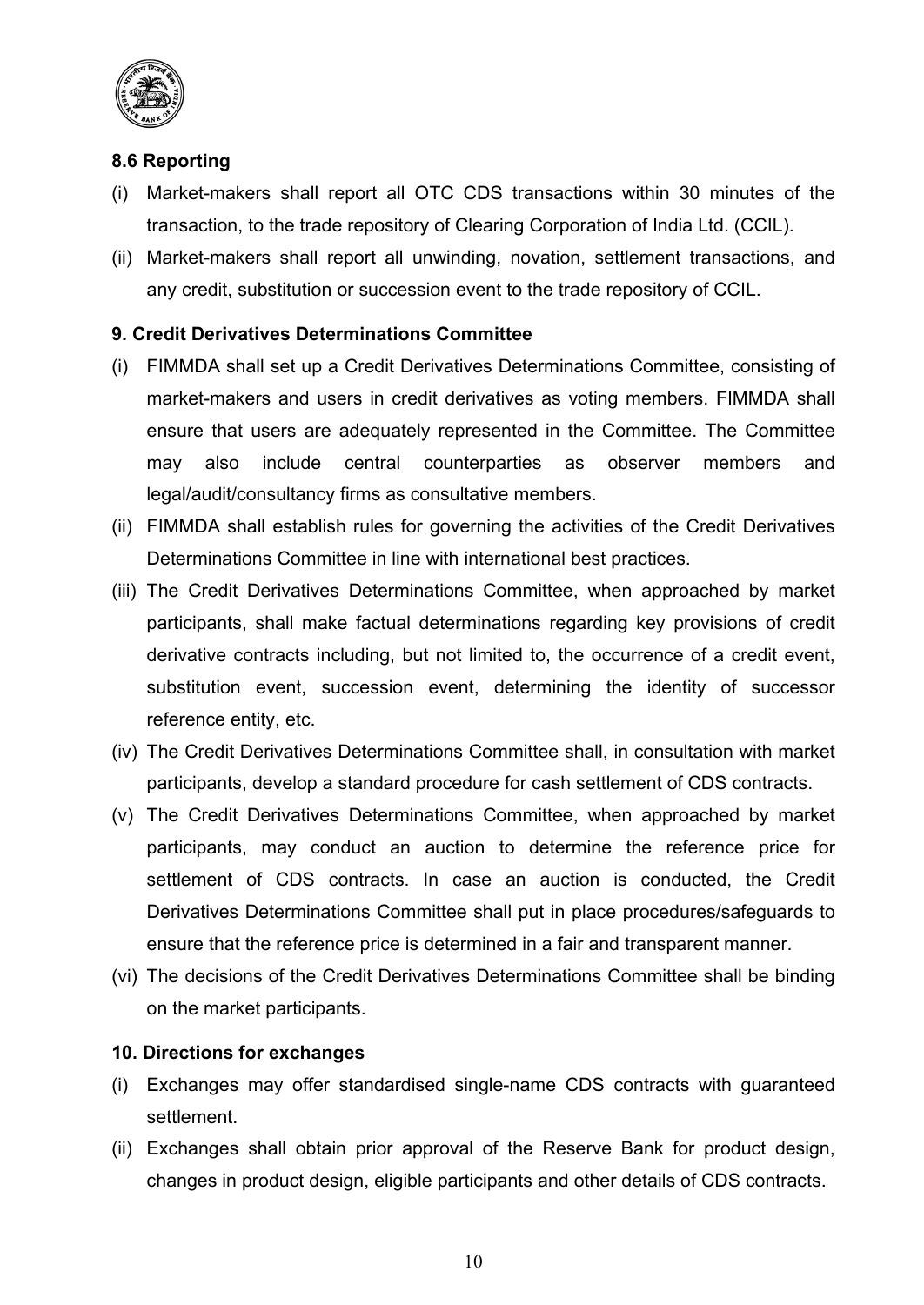**8.6 Reporting**

(i) Market-makers shall report all OTC CDS transactions within 30 minutes of the transaction, to the trade repository of Clearing Corporation of India Ltd. (CCIL).

(ii) Market-makers shall report all unwinding, novation, settlement transactions, and any credit, substitution or succession event to the trade repository of CCIL.

**9. Credit Derivatives Determinations Committee**

(i) FIMMDA shall set up a Credit Derivatives Determinations Committee, consisting of market-makers and users in credit derivatives as voting members. FIMMDA shall ensure that users are adequately represented in the Committee. The Committee may also include central counterparties as observer members and legal/audit/consultancy firms as consultative members.

(ii) FIMMDA shall establish rules for governing the activities of the Credit Derivatives Determinations Committee in line with international best practices.

(iii) The Credit Derivatives Determinations Committee, when approached by market participants, shall make factual determinations regarding key provisions of credit derivative contracts including, but not limited to, the occurrence of a credit event, substitution event, succession event, determining the identity of successor reference entity, etc.

(iv) The Credit Derivatives Determinations Committee shall, in consultation with market participants, develop a standard procedure for cash settlement of CDS contracts.

(v) The Credit Derivatives Determinations Committee, when approached by market participants, may conduct an auction to determine the reference price for settlement of CDS contracts. In case an auction is conducted, the Credit Derivatives Determinations Committee shall put in place procedures/safeguards to ensure that the reference price is determined in a fair and transparent manner.

(vi) The decisions of the Credit Derivatives Determinations Committee shall be binding on the market participants.

**10. Directions for exchanges**

(i) Exchanges may offer standardised single-name CDS contracts with guaranteed settlement.

(ii) Exchanges shall obtain prior approval of the Reserve Bank for product design, changes in product design, eligible participants and other details of CDS contracts.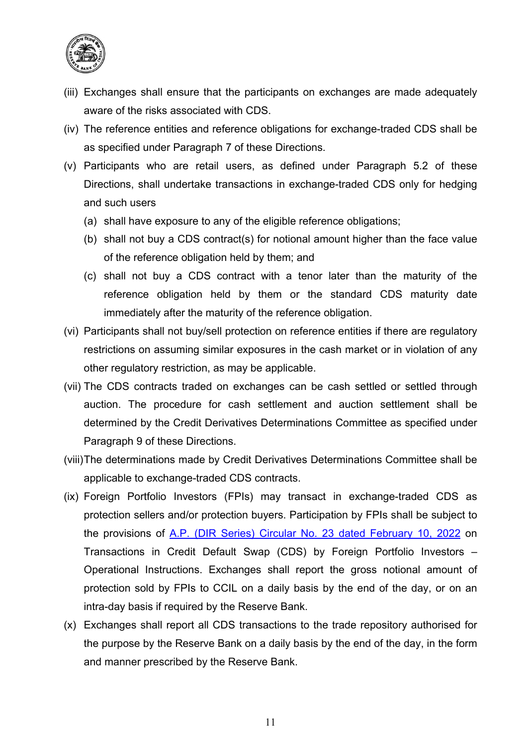(iii) Exchanges shall ensure that the participants on exchanges are made adequately aware of the risks associated with CDS.

(iv) The reference entities and reference obligations for exchange-traded CDS shall be as specified under Paragraph 7 of these Directions.

(v) Participants who are retail users, as defined under Paragraph 5.2 of these Directions, shall undertake transactions in exchange-traded CDS only for hedging and such users

   (a) shall have exposure to any of the eligible reference obligations;

   (b) shall not buy a CDS contract(s) for notional amount higher than the face value of the reference obligation held by them; and

   (c) shall not buy a CDS contract with a tenor later than the maturity of the reference obligation held by them or the standard CDS maturity date immediately after the maturity of the reference obligation.

(vi) Participants shall not buy/sell protection on reference entities if there are regulatory restrictions on assuming similar exposures in the cash market or in violation of any other regulatory restriction, as may be applicable.

(vii) The CDS contracts traded on exchanges can be cash settled or settled through auction. The procedure for cash settlement and auction settlement shall be determined by the Credit Derivatives Determinations Committee as specified under Paragraph 9 of these Directions.

(viii) The determinations made by Credit Derivatives Determinations Committee shall be applicable to exchange-traded CDS contracts.

(ix) Foreign Portfolio Investors (FPIs) may transact in exchange-traded CDS as protection sellers and/or protection buyers. Participation by FPIs shall be subject to the provisions of A.P. (DIR Series) Circular No. 23 dated February 10, 2022 on Transactions in Credit Default Swap (CDS) by Foreign Portfolio Investors – Operational Instructions. Exchanges shall report the gross notional amount of protection sold by FPIs to CCIL on a daily basis by the end of the day, or on an intra-day basis if required by the Reserve Bank.

(x) Exchanges shall report all CDS transactions to the trade repository authorised for the purpose by the Reserve Bank on a daily basis by the end of the day, in the form and manner prescribed by the Reserve Bank.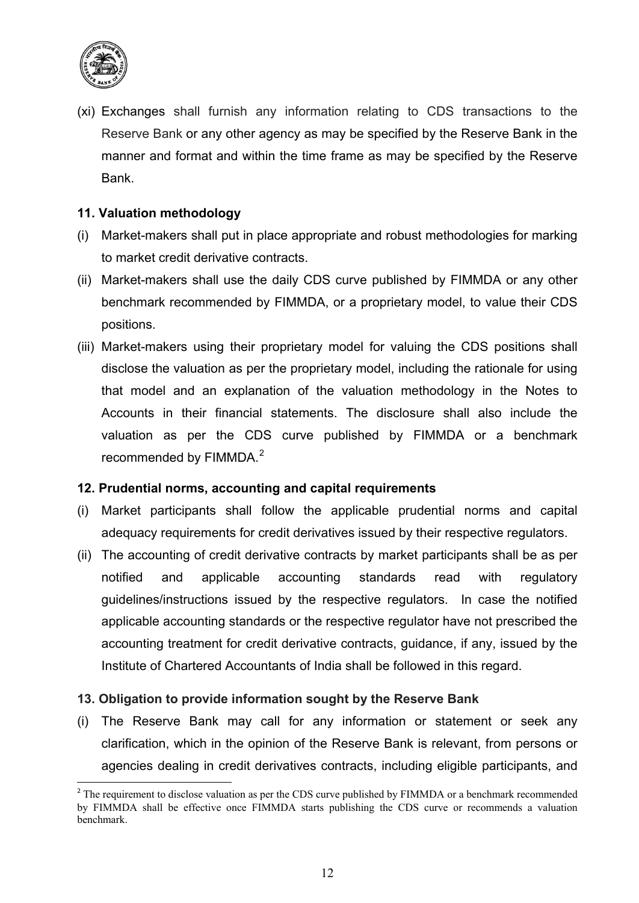(xi) Exchanges shall furnish any information relating to CDS transactions to the Reserve Bank or any other agency as may be specified by the Reserve Bank in the manner and format and within the time frame as may be specified by the Reserve Bank.

**11. Valuation methodology**

(i) Market-makers shall put in place appropriate and robust methodologies for marking to market credit derivative contracts.

(ii) Market-makers shall use the daily CDS curve published by FIMMDA or any other benchmark recommended by FIMMDA, or a proprietary model, to value their CDS positions.

(iii) Market-makers using their proprietary model for valuing the CDS positions shall disclose the valuation as per the proprietary model, including the rationale for using that model and an explanation of the valuation methodology in the Notes to Accounts in their financial statements. The disclosure shall also include the valuation as per the CDS curve published by FIMMDA or a benchmark recommended by FIMMDA.[2]

**12. Prudential norms, accounting and capital requirements**

(i) Market participants shall follow the applicable prudential norms and capital adequacy requirements for credit derivatives issued by their respective regulators.

(ii) The accounting of credit derivative contracts by market participants shall be as per notified and applicable accounting standards read with regulatory guidelines/instructions issued by the respective regulators. In case the notified applicable accounting standards or the respective regulator have not prescribed the accounting treatment for credit derivative contracts, guidance, if any, issued by the Institute of Chartered Accountants of India shall be followed in this regard.

**13. Obligation to provide information sought by the Reserve Bank**

(i) The Reserve Bank may call for any information or statement or seek any clarification, which in the opinion of the Reserve Bank is relevant, from persons or agencies dealing in credit derivatives contracts, including eligible participants, and

---

[2] The requirement to disclose valuation as per the CDS curve published by FIMMDA or a benchmark recommended by FIMMDA shall be effective once FIMMDA starts publishing the CDS curve or recommends a valuation benchmark.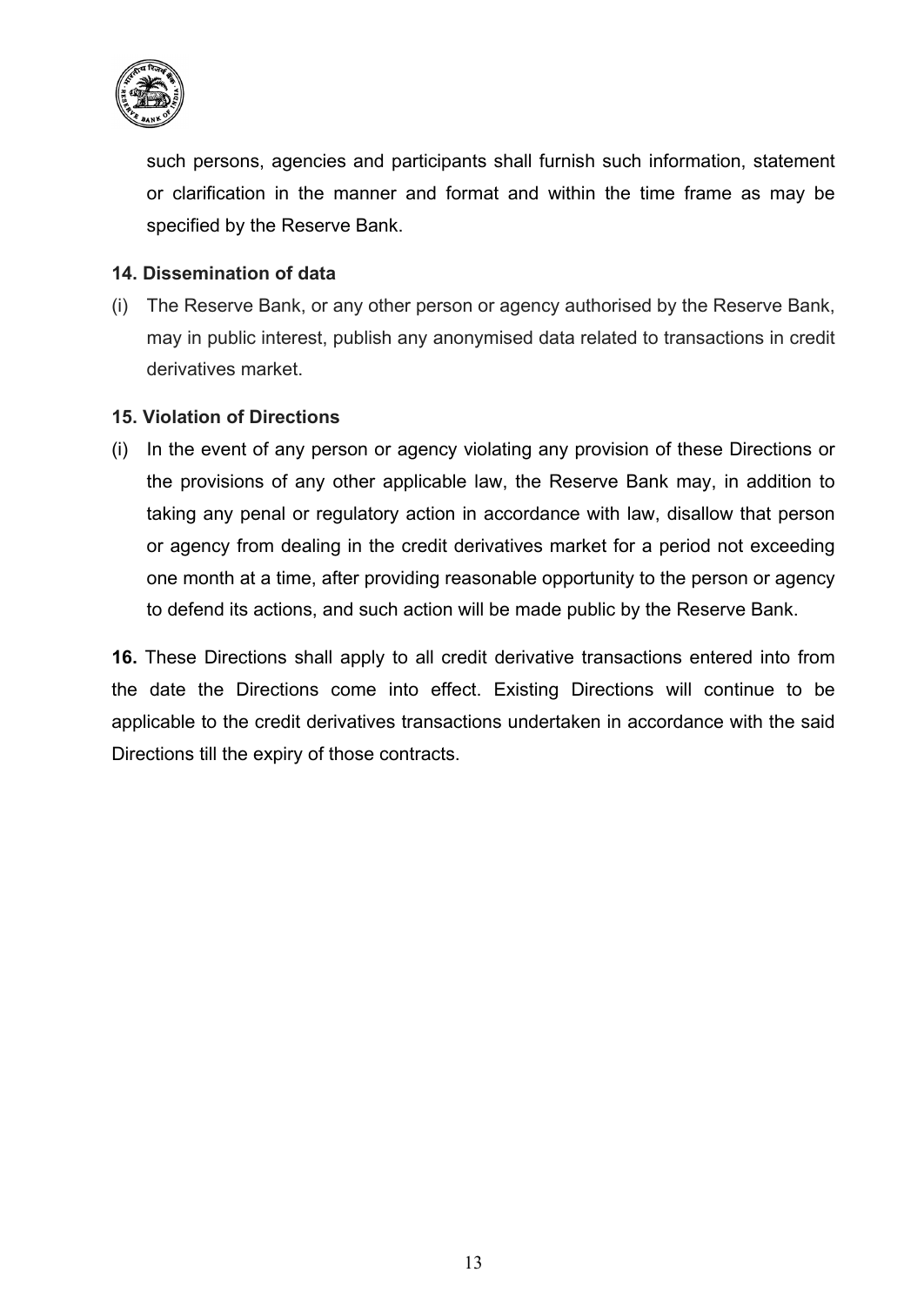such persons, agencies and participants shall furnish such information, statement or clarification in the manner and format and within the time frame as may be specified by the Reserve Bank.

**14. Dissemination of data**

(i) The Reserve Bank, or any other person or agency authorised by the Reserve Bank, may in public interest, publish any anonymised data related to transactions in credit derivatives market.

**15. Violation of Directions**

(i) In the event of any person or agency violating any provision of these Directions or the provisions of any other applicable law, the Reserve Bank may, in addition to taking any penal or regulatory action in accordance with law, disallow that person or agency from dealing in the credit derivatives market for a period not exceeding one month at a time, after providing reasonable opportunity to the person or agency to defend its actions, and such action will be made public by the Reserve Bank.

**16.** These Directions shall apply to all credit derivative transactions entered into from the date the Directions come into effect. Existing Directions will continue to be applicable to the credit derivatives transactions undertaken in accordance with the said Directions till the expiry of those contracts.